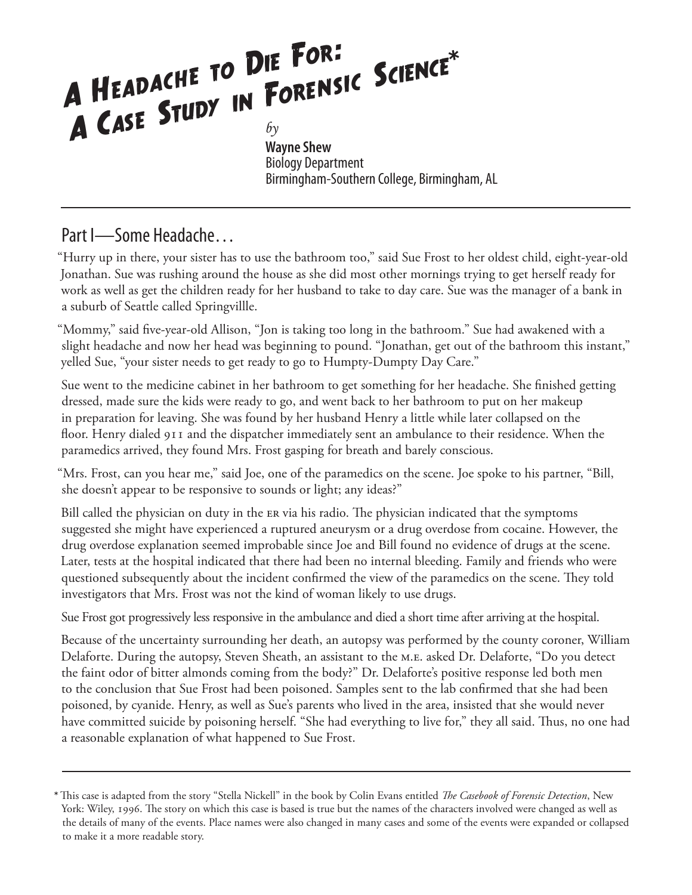# A Headache to Die For: A Case Study in Forensic Science*

*by*

**Wayne Shew**
Biology Department
Birmingham-Southern College, Birmingham, AL

## Part I—Some Headache…

"Hurry up in there, your sister has to use the bathroom too," said Sue Frost to her oldest child, eight-year-old Jonathan. Sue was rushing around the house as she did most other mornings trying to get herself ready for work as well as get the children ready for her husband to take to day care. Sue was the manager of a bank in a suburb of Seattle called Springvillle.

"Mommy," said five-year-old Allison, "Jon is taking too long in the bathroom." Sue had awakened with a slight headache and now her head was beginning to pound. "Jonathan, get out of the bathroom this instant," yelled Sue, "your sister needs to get ready to go to Humpty-Dumpty Day Care."

Sue went to the medicine cabinet in her bathroom to get something for her headache. She finished getting dressed, made sure the kids were ready to go, and went back to her bathroom to put on her makeup in preparation for leaving. She was found by her husband Henry a little while later collapsed on the floor. Henry dialed 911 and the dispatcher immediately sent an ambulance to their residence. When the paramedics arrived, they found Mrs. Frost gasping for breath and barely conscious.

"Mrs. Frost, can you hear me," said Joe, one of the paramedics on the scene. Joe spoke to his partner, "Bill, she doesn't appear to be responsive to sounds or light; any ideas?"

Bill called the physician on duty in the ER via his radio. The physician indicated that the symptoms suggested she might have experienced a ruptured aneurysm or a drug overdose from cocaine. However, the drug overdose explanation seemed improbable since Joe and Bill found no evidence of drugs at the scene. Later, tests at the hospital indicated that there had been no internal bleeding. Family and friends who were questioned subsequently about the incident confirmed the view of the paramedics on the scene. They told investigators that Mrs. Frost was not the kind of woman likely to use drugs.

Sue Frost got progressively less responsive in the ambulance and died a short time after arriving at the hospital.

Because of the uncertainty surrounding her death, an autopsy was performed by the county coroner, William Delaforte. During the autopsy, Steven Sheath, an assistant to the M.E. asked Dr. Delaforte, "Do you detect the faint odor of bitter almonds coming from the body?" Dr. Delaforte's positive response led both men to the conclusion that Sue Frost had been poisoned. Samples sent to the lab confirmed that she had been poisoned, by cyanide. Henry, as well as Sue's parents who lived in the area, insisted that she would never have committed suicide by poisoning herself. "She had everything to live for," they all said. Thus, no one had a reasonable explanation of what happened to Sue Frost.

---

\* This case is adapted from the story "Stella Nickell" in the book by Colin Evans entitled *The Casebook of Forensic Detection*, New York: Wiley, 1996. The story on which this case is based is true but the names of the characters involved were changed as well as the details of many of the events. Place names were also changed in many cases and some of the events were expanded or collapsed to make it a more readable story.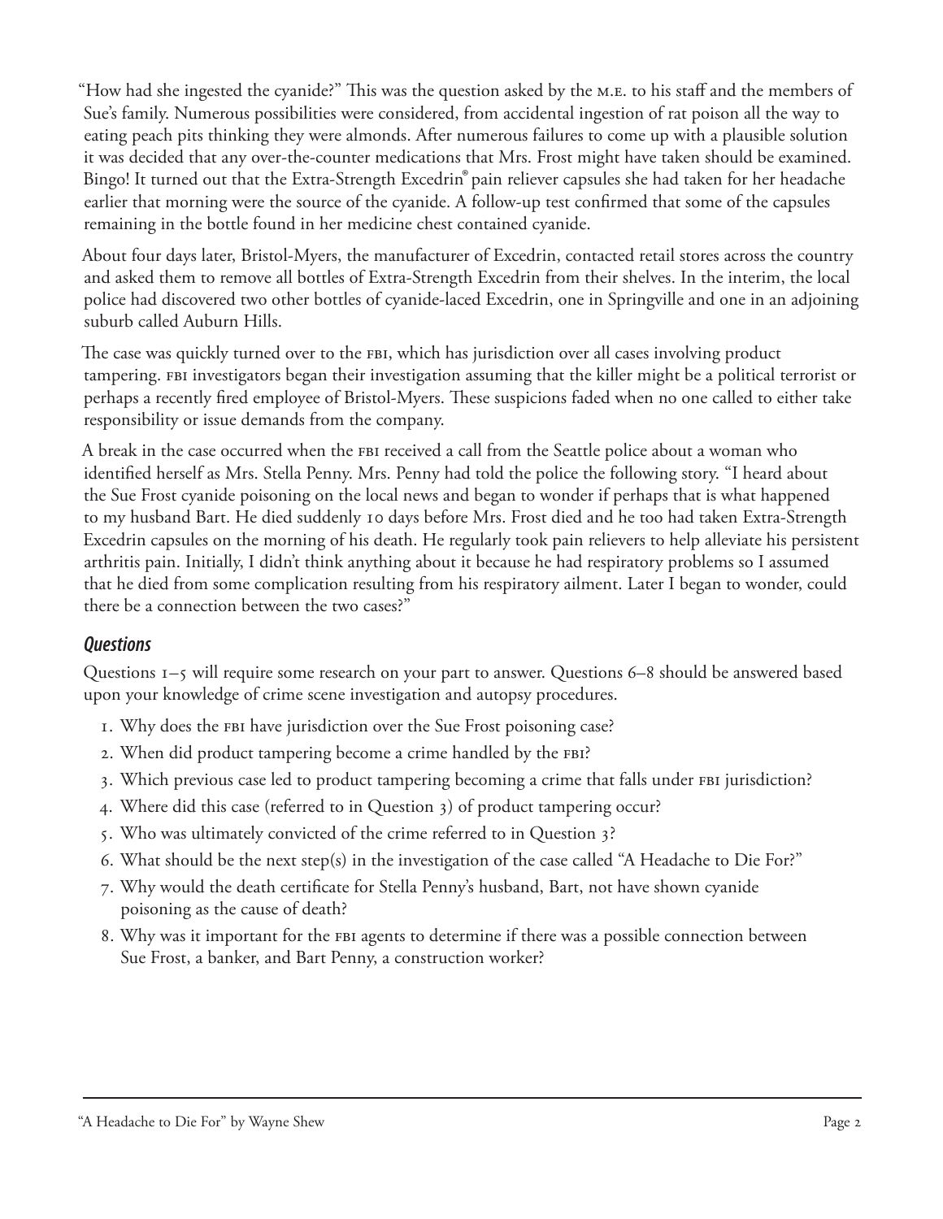"How had she ingested the cyanide?" This was the question asked by the M.E. to his staff and the members of Sue's family. Numerous possibilities were considered, from accidental ingestion of rat poison all the way to eating peach pits thinking they were almonds. After numerous failures to come up with a plausible solution it was decided that any over-the-counter medications that Mrs. Frost might have taken should be examined. Bingo! It turned out that the Extra-Strength Excedrin® pain reliever capsules she had taken for her headache earlier that morning were the source of the cyanide. A follow-up test confirmed that some of the capsules remaining in the bottle found in her medicine chest contained cyanide.

About four days later, Bristol-Myers, the manufacturer of Excedrin, contacted retail stores across the country and asked them to remove all bottles of Extra-Strength Excedrin from their shelves. In the interim, the local police had discovered two other bottles of cyanide-laced Excedrin, one in Springville and one in an adjoining suburb called Auburn Hills.

The case was quickly turned over to the FBI, which has jurisdiction over all cases involving product tampering. FBI investigators began their investigation assuming that the killer might be a political terrorist or perhaps a recently fired employee of Bristol-Myers. These suspicions faded when no one called to either take responsibility or issue demands from the company.

A break in the case occurred when the FBI received a call from the Seattle police about a woman who identified herself as Mrs. Stella Penny. Mrs. Penny had told the police the following story. "I heard about the Sue Frost cyanide poisoning on the local news and began to wonder if perhaps that is what happened to my husband Bart. He died suddenly 10 days before Mrs. Frost died and he too had taken Extra-Strength Excedrin capsules on the morning of his death. He regularly took pain relievers to help alleviate his persistent arthritis pain. Initially, I didn't think anything about it because he had respiratory problems so I assumed that he died from some complication resulting from his respiratory ailment. Later I began to wonder, could there be a connection between the two cases?"

### *Questions*

Questions 1–5 will require some research on your part to answer. Questions 6–8 should be answered based upon your knowledge of crime scene investigation and autopsy procedures.

1. Why does the FBI have jurisdiction over the Sue Frost poisoning case?
2. When did product tampering become a crime handled by the FBI?
3. Which previous case led to product tampering becoming a crime that falls under FBI jurisdiction?
4. Where did this case (referred to in Question 3) of product tampering occur?
5. Who was ultimately convicted of the crime referred to in Question 3?
6. What should be the next step(s) in the investigation of the case called "A Headache to Die For?"
7. Why would the death certificate for Stella Penny's husband, Bart, not have shown cyanide poisoning as the cause of death?
8. Why was it important for the FBI agents to determine if there was a possible connection between Sue Frost, a banker, and Bart Penny, a construction worker?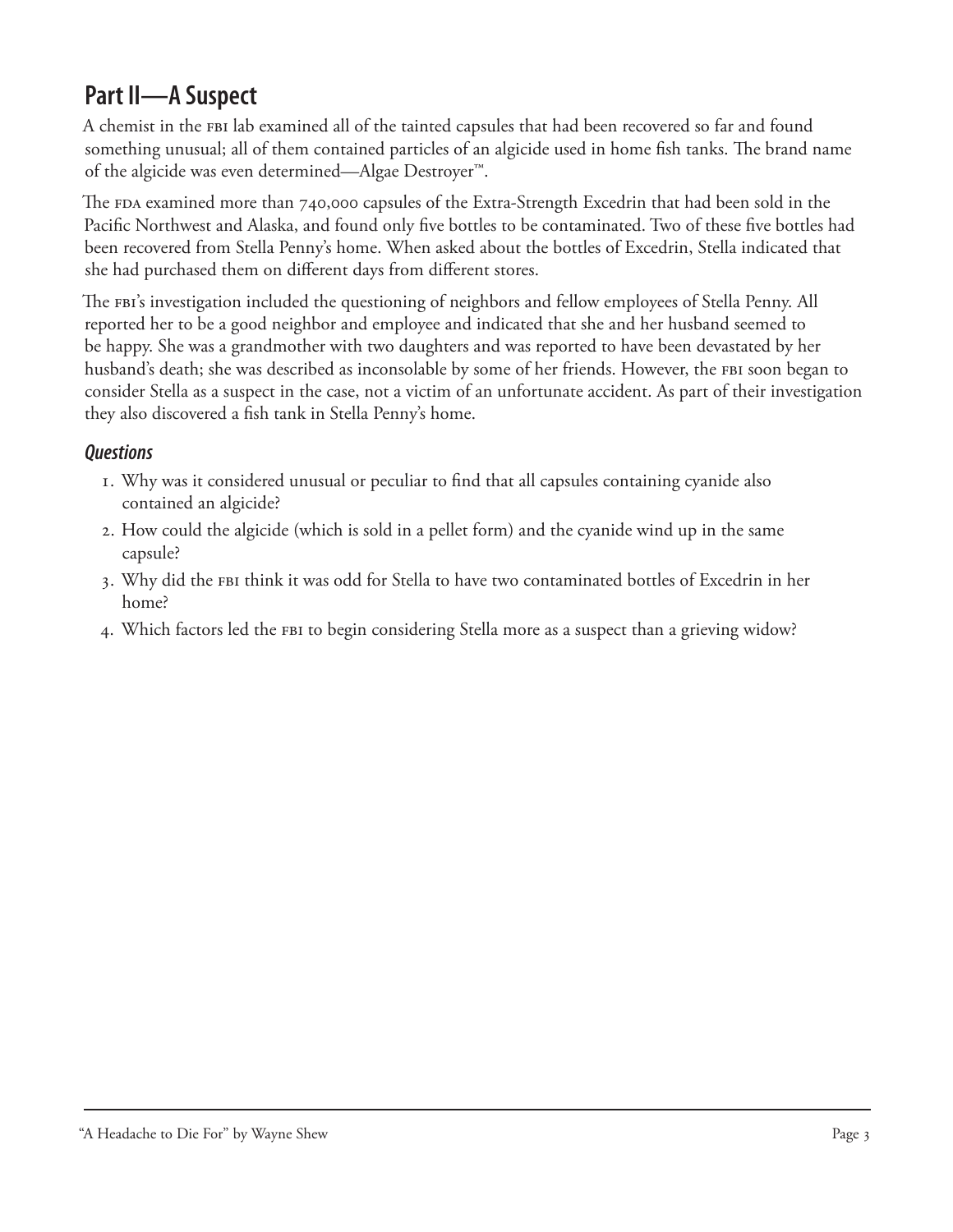## Part II—A Suspect

A chemist in the FBI lab examined all of the tainted capsules that had been recovered so far and found something unusual; all of them contained particles of an algicide used in home fish tanks. The brand name of the algicide was even determined—Algae Destroyer™.

The FDA examined more than 740,000 capsules of the Extra-Strength Excedrin that had been sold in the Pacific Northwest and Alaska, and found only five bottles to be contaminated. Two of these five bottles had been recovered from Stella Penny's home. When asked about the bottles of Excedrin, Stella indicated that she had purchased them on different days from different stores.

The FBI's investigation included the questioning of neighbors and fellow employees of Stella Penny. All reported her to be a good neighbor and employee and indicated that she and her husband seemed to be happy. She was a grandmother with two daughters and was reported to have been devastated by her husband's death; she was described as inconsolable by some of her friends. However, the FBI soon began to consider Stella as a suspect in the case, not a victim of an unfortunate accident. As part of their investigation they also discovered a fish tank in Stella Penny's home.

### *Questions*

1. Why was it considered unusual or peculiar to find that all capsules containing cyanide also contained an algicide?
2. How could the algicide (which is sold in a pellet form) and the cyanide wind up in the same capsule?
3. Why did the FBI think it was odd for Stella to have two contaminated bottles of Excedrin in her home?
4. Which factors led the FBI to begin considering Stella more as a suspect than a grieving widow?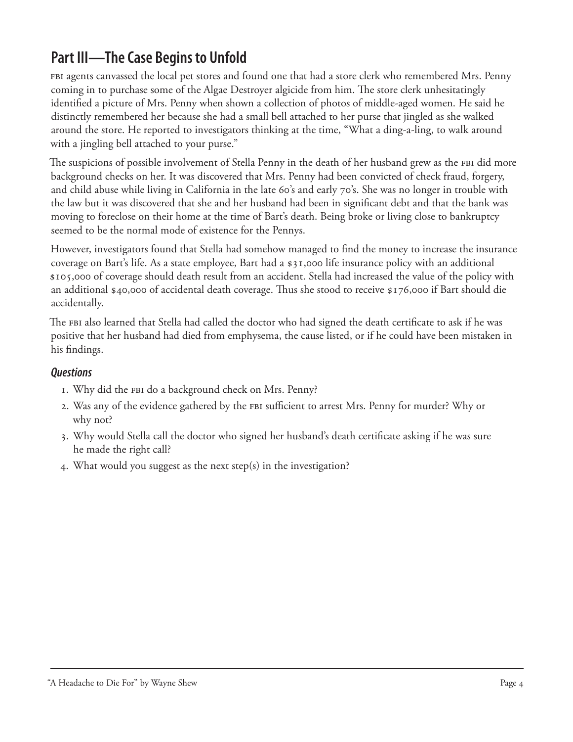## Part III—The Case Begins to Unfold

FBI agents canvassed the local pet stores and found one that had a store clerk who remembered Mrs. Penny coming in to purchase some of the Algae Destroyer algicide from him. The store clerk unhesitatingly identified a picture of Mrs. Penny when shown a collection of photos of middle-aged women. He said he distinctly remembered her because she had a small bell attached to her purse that jingled as she walked around the store. He reported to investigators thinking at the time, "What a ding-a-ling, to walk around with a jingling bell attached to your purse."

The suspicions of possible involvement of Stella Penny in the death of her husband grew as the FBI did more background checks on her. It was discovered that Mrs. Penny had been convicted of check fraud, forgery, and child abuse while living in California in the late 60's and early 70's. She was no longer in trouble with the law but it was discovered that she and her husband had been in significant debt and that the bank was moving to foreclose on their home at the time of Bart's death. Being broke or living close to bankruptcy seemed to be the normal mode of existence for the Pennys.

However, investigators found that Stella had somehow managed to find the money to increase the insurance coverage on Bart's life. As a state employee, Bart had a $31,000 life insurance policy with an additional $105,000 of coverage should death result from an accident. Stella had increased the value of the policy with an additional $40,000 of accidental death coverage. Thus she stood to receive $176,000 if Bart should die accidentally.

The FBI also learned that Stella had called the doctor who had signed the death certificate to ask if he was positive that her husband had died from emphysema, the cause listed, or if he could have been mistaken in his findings.

### *Questions*

1. Why did the FBI do a background check on Mrs. Penny?
2. Was any of the evidence gathered by the FBI sufficient to arrest Mrs. Penny for murder? Why or why not?
3. Why would Stella call the doctor who signed her husband's death certificate asking if he was sure he made the right call?
4. What would you suggest as the next step(s) in the investigation?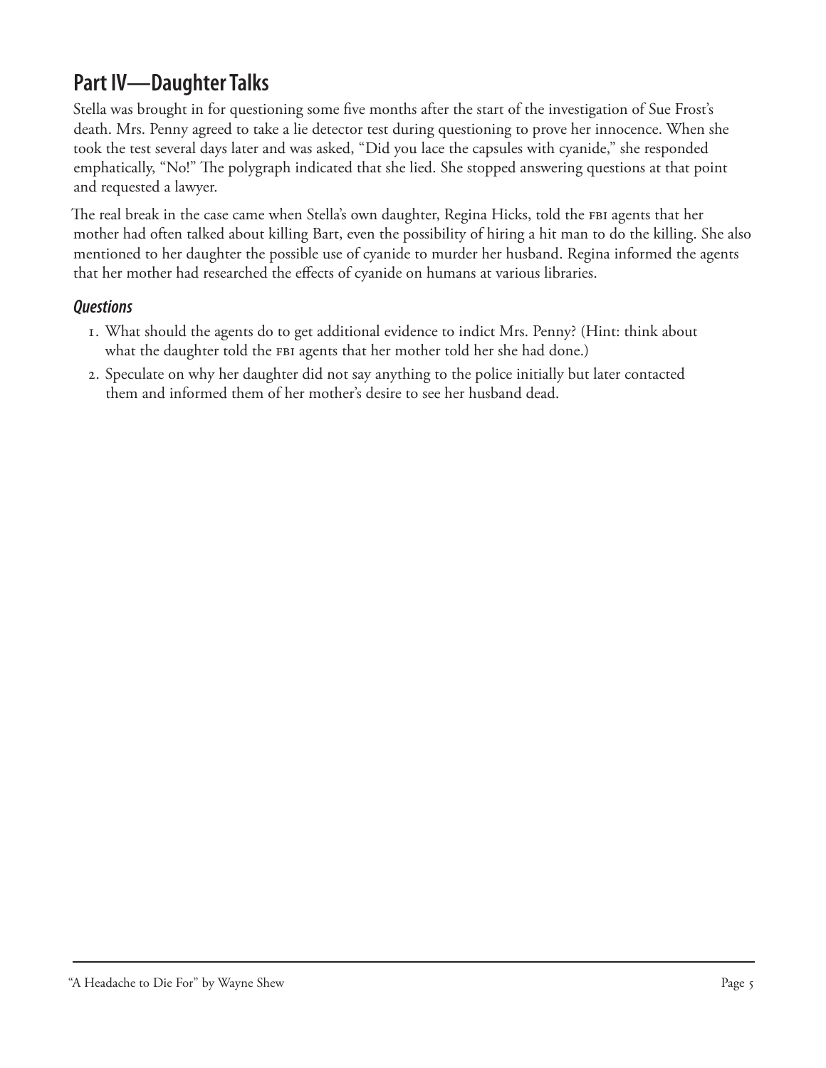## Part IV—Daughter Talks

Stella was brought in for questioning some five months after the start of the investigation of Sue Frost's death. Mrs. Penny agreed to take a lie detector test during questioning to prove her innocence. When she took the test several days later and was asked, "Did you lace the capsules with cyanide," she responded emphatically, "No!" The polygraph indicated that she lied. She stopped answering questions at that point and requested a lawyer.

The real break in the case came when Stella's own daughter, Regina Hicks, told the FBI agents that her mother had often talked about killing Bart, even the possibility of hiring a hit man to do the killing. She also mentioned to her daughter the possible use of cyanide to murder her husband. Regina informed the agents that her mother had researched the effects of cyanide on humans at various libraries.

### *Questions*

1. What should the agents do to get additional evidence to indict Mrs. Penny? (Hint: think about what the daughter told the FBI agents that her mother told her she had done.)
2. Speculate on why her daughter did not say anything to the police initially but later contacted them and informed them of her mother's desire to see her husband dead.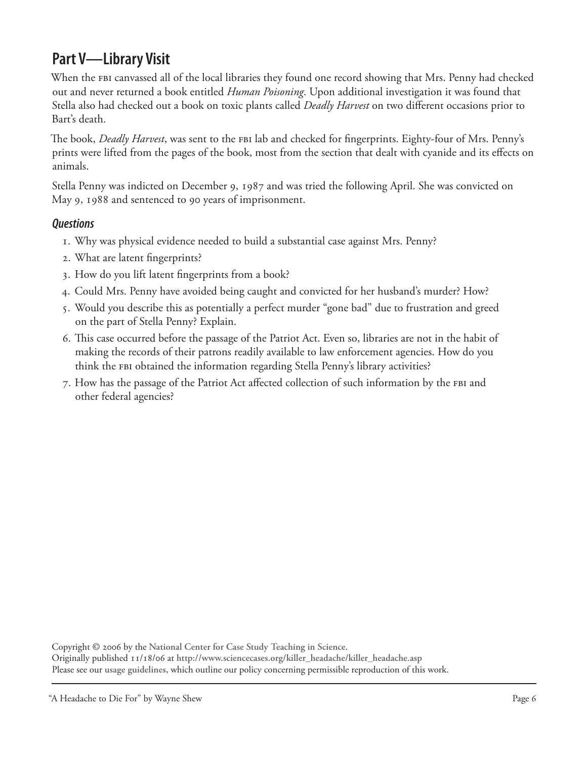## Part V—Library Visit

When the FBI canvassed all of the local libraries they found one record showing that Mrs. Penny had checked out and never returned a book entitled *Human Poisoning*. Upon additional investigation it was found that Stella also had checked out a book on toxic plants called *Deadly Harvest* on two different occasions prior to Bart's death.

The book, *Deadly Harvest*, was sent to the FBI lab and checked for fingerprints. Eighty-four of Mrs. Penny's prints were lifted from the pages of the book, most from the section that dealt with cyanide and its effects on animals.

Stella Penny was indicted on December 9, 1987 and was tried the following April. She was convicted on May 9, 1988 and sentenced to 90 years of imprisonment.

### *Questions*

1. Why was physical evidence needed to build a substantial case against Mrs. Penny?
2. What are latent fingerprints?
3. How do you lift latent fingerprints from a book?
4. Could Mrs. Penny have avoided being caught and convicted for her husband's murder? How?
5. Would you describe this as potentially a perfect murder "gone bad" due to frustration and greed on the part of Stella Penny? Explain.
6. This case occurred before the passage of the Patriot Act. Even so, libraries are not in the habit of making the records of their patrons readily available to law enforcement agencies. How do you think the FBI obtained the information regarding Stella Penny's library activities?
7. How has the passage of the Patriot Act affected collection of such information by the FBI and other federal agencies?

Copyright © 2006 by the **National Center for Case Study Teaching in Science**.
Originally published 11/18/06 at **http://www.sciencecases.org/killer_headache/killer_headache.asp**
Please see our **usage guidelines**, which outline our policy concerning permissible reproduction of this work.